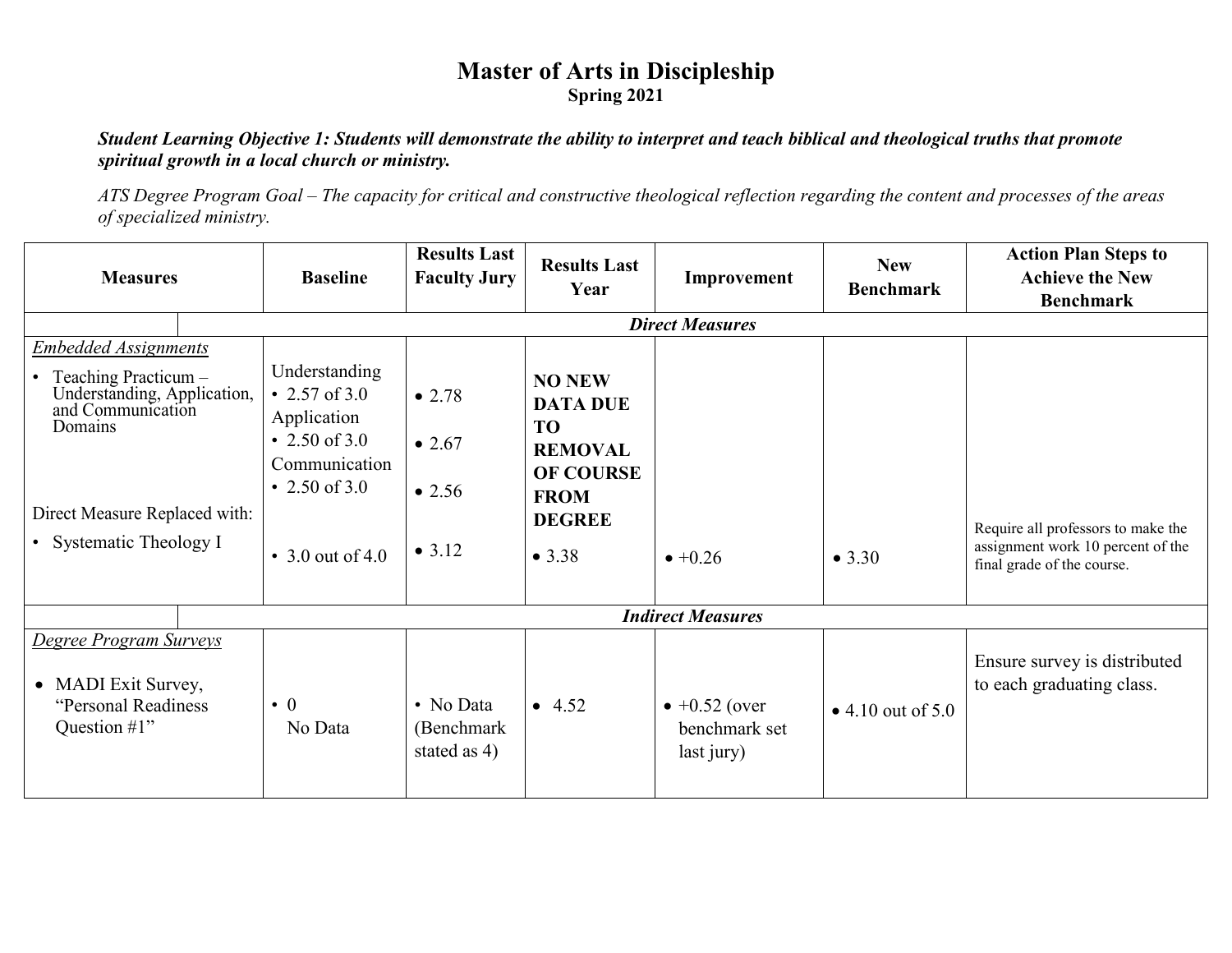# Master of Arts in Discipleship

**Spring 2021**

***Student Learning Objective 1: Students will demonstrate the ability to interpret and teach biblical and theological truths that promote spiritual growth in a local church or ministry.***

*ATS Degree Program Goal – The capacity for critical and constructive theological reflection regarding the content and processes of the areas of specialized ministry.*

| Measures | Baseline | Results Last Faculty Jury | Results Last Year | Improvement | New Benchmark | Action Plan Steps to Achieve the New Benchmark |
|---|---|---|---|---|---|---|
| ***Direct Measures*** | | | | | | |
| *Embedded Assignments*<br>• Teaching Practicum – Understanding, Application, and Communication Domains | Understanding<br>• 2.57 of 3.0<br>Application<br>• 2.50 of 3.0<br>Communication<br>• 2.50 of 3.0 | • 2.78<br>• 2.67<br>• 2.56 | **NO NEW DATA DUE TO REMOVAL OF COURSE FROM DEGREE** | | | |
| Direct Measure Replaced with:<br>• Systematic Theology I | • 3.0 out of 4.0 | • 3.12 | • 3.38 | • +0.26 | • 3.30 | Require all professors to make the assignment work 10 percent of the final grade of the course. |
| ***Indirect Measures*** | | | | | | |
| *Degree Program Surveys*<br>• MADI Exit Survey, "Personal Readiness Question #1" | • 0<br>No Data | • No Data (Benchmark stated as 4) | • 4.52 | • +0.52 (over benchmark set last jury) | • 4.10 out of 5.0 | Ensure survey is distributed to each graduating class. |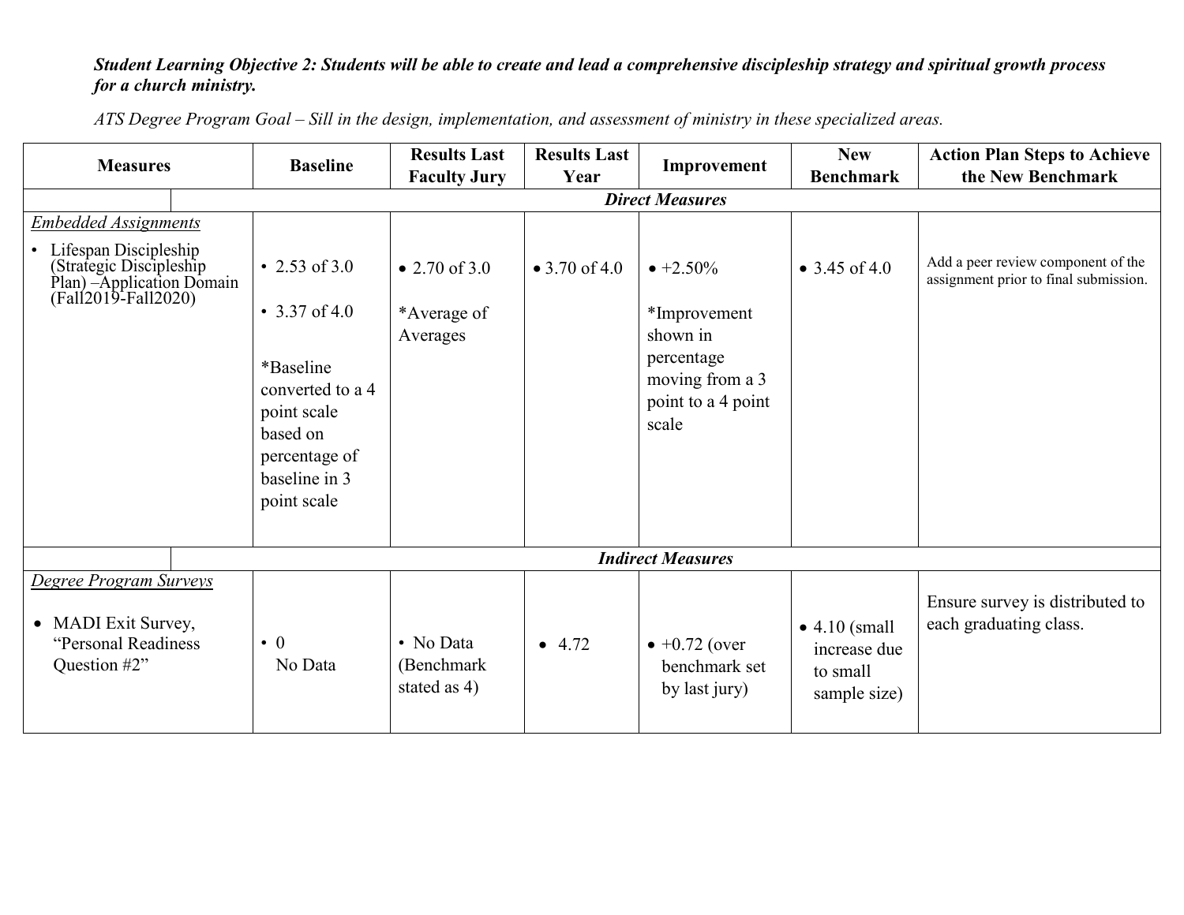***Student Learning Objective 2: Students will be able to create and lead a comprehensive discipleship strategy and spiritual growth process for a church ministry.***

*ATS Degree Program Goal – Sill in the design, implementation, and assessment of ministry in these specialized areas.*

| Measures | Baseline | Results Last Faculty Jury | Results Last Year | Improvement | New Benchmark | Action Plan Steps to Achieve the New Benchmark |
|---|---|---|---|---|---|---|
| ***Direct Measures*** | | | | | | |
| *Embedded Assignments*<br>• Lifespan Discipleship (Strategic Discipleship Plan) –Application Domain (Fall2019-Fall2020) | • 2.53 of 3.0<br>• 3.37 of 4.0<br>*Baseline converted to a 4 point scale based on percentage of baseline in 3 point scale | • 2.70 of 3.0<br>*Average of Averages | • 3.70 of 4.0 | • +2.50%<br>*Improvement shown in percentage moving from a 3 point to a 4 point scale | • 3.45 of 4.0 | Add a peer review component of the assignment prior to final submission. |
| ***Indirect Measures*** | | | | | | |
| *Degree Program Surveys*<br>• MADI Exit Survey, "Personal Readiness Question #2" | • 0<br>No Data | • No Data (Benchmark stated as 4) | • 4.72 | • +0.72 (over benchmark set by last jury) | • 4.10 (small increase due to small sample size) | Ensure survey is distributed to each graduating class. |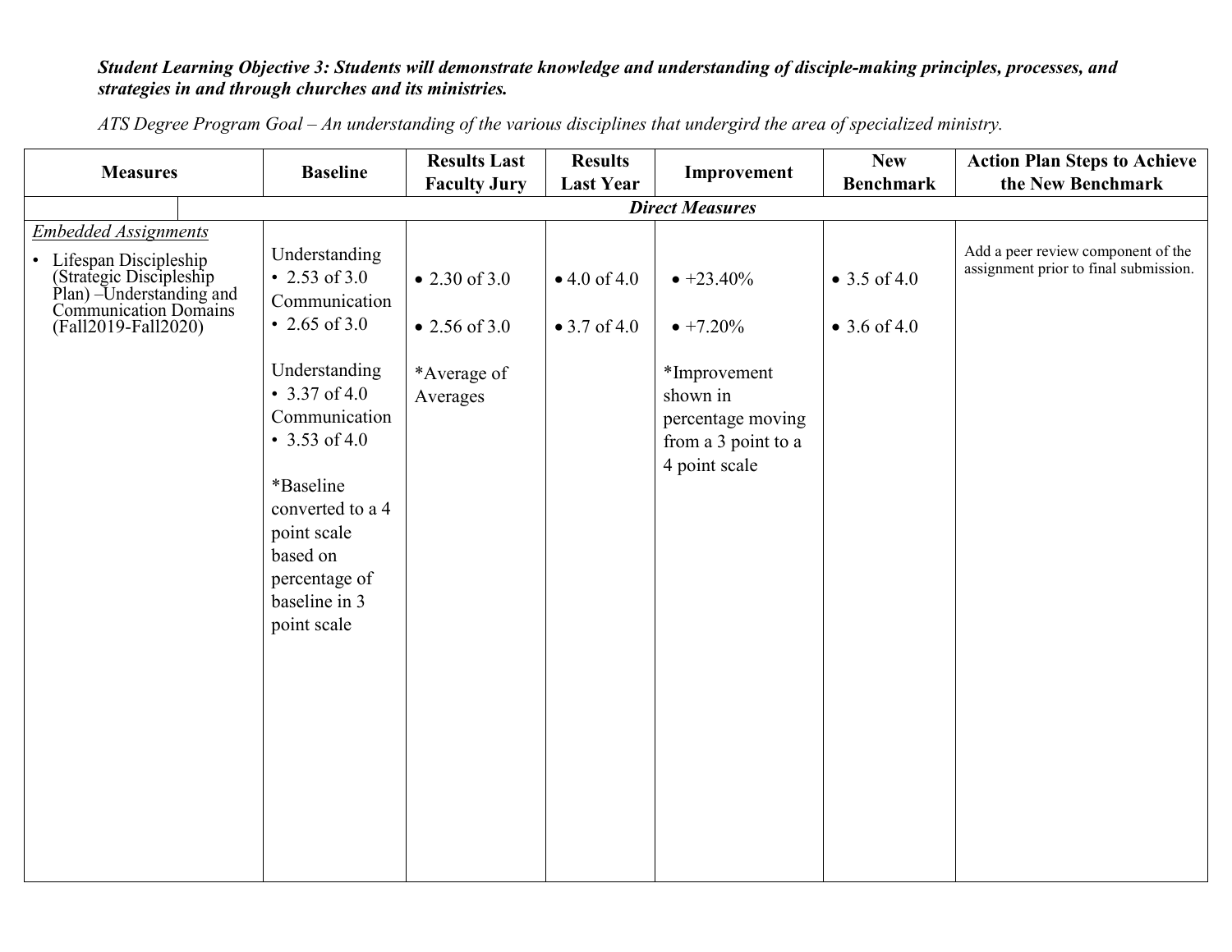***Student Learning Objective 3: Students will demonstrate knowledge and understanding of disciple-making principles, processes, and strategies in and through churches and its ministries.***

*ATS Degree Program Goal – An understanding of the various disciplines that undergird the area of specialized ministry.*

| Measures | Baseline | Results Last Faculty Jury | Results Last Year | Improvement | New Benchmark | Action Plan Steps to Achieve the New Benchmark |
|---|---|---|---|---|---|---|
| | ***Direct Measures*** | | | | | |
| *Embedded Assignments*<br>• Lifespan Discipleship (Strategic Discipleship Plan) –Understanding and Communication Domains (Fall2019-Fall2020) | Understanding<br>• 2.53 of 3.0<br>Communication<br>• 2.65 of 3.0<br><br>Understanding<br>• 3.37 of 4.0<br>Communication<br>• 3.53 of 4.0<br><br>*Baseline converted to a 4 point scale based on percentage of baseline in 3 point scale | • 2.30 of 3.0<br><br>• 2.56 of 3.0<br><br>*Average of Averages | • 4.0 of 4.0<br><br>• 3.7 of 4.0 | • +23.40%<br><br>• +7.20%<br><br>*Improvement shown in percentage moving from a 3 point to a 4 point scale | • 3.5 of 4.0<br><br>• 3.6 of 4.0 | Add a peer review component of the assignment prior to final submission. |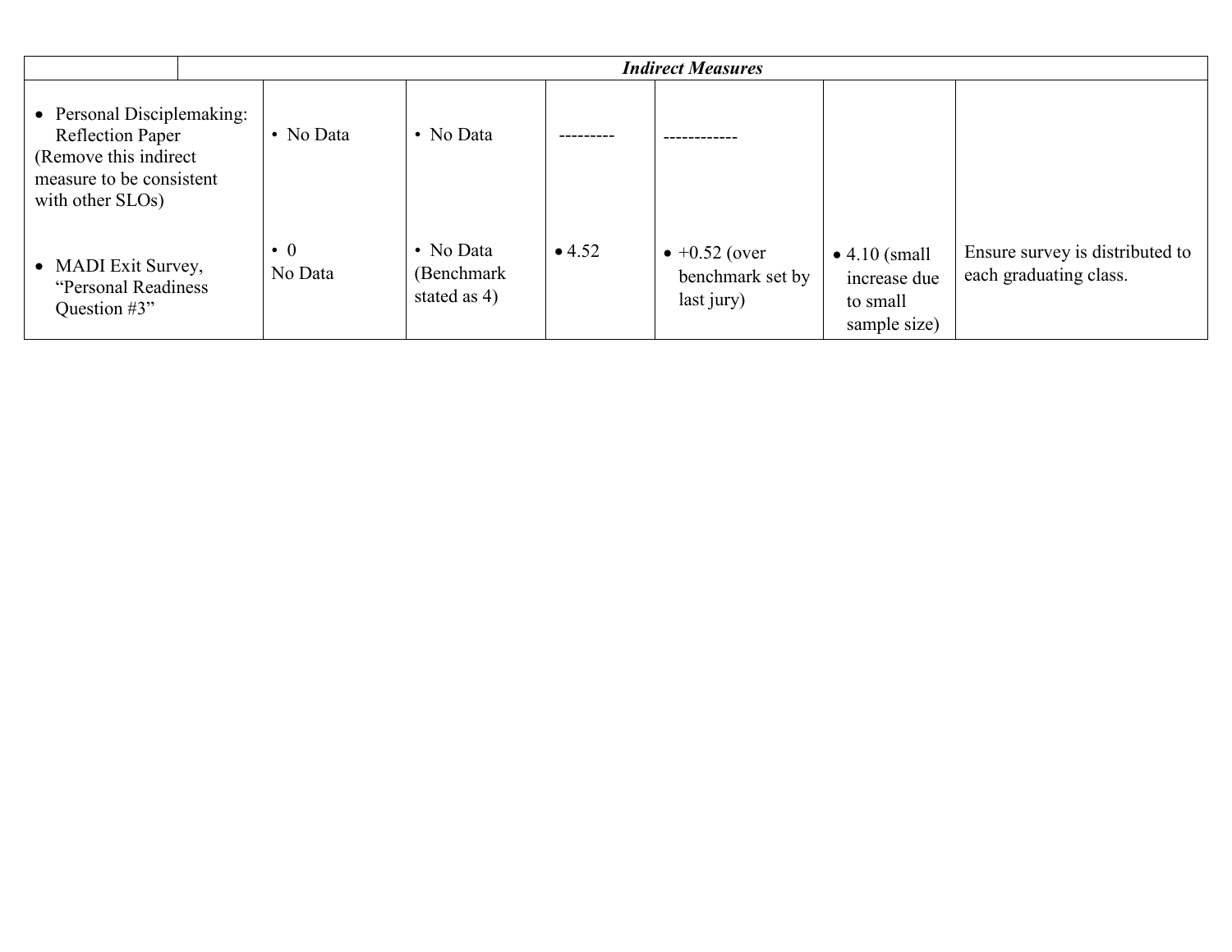| | *Indirect Measures* | | | | | |
|---|---|---|---|---|---|---|
| • Personal Disciplemaking: Reflection Paper (Remove this indirect measure to be consistent with other SLOs) | • No Data | • No Data | --------- | ------------ | | |
| • MADI Exit Survey, "Personal Readiness Question #3" | • 0 No Data | • No Data (Benchmark stated as 4) | • 4.52 | • +0.52 (over benchmark set by last jury) | • 4.10 (small increase due to small sample size) | Ensure survey is distributed to each graduating class. |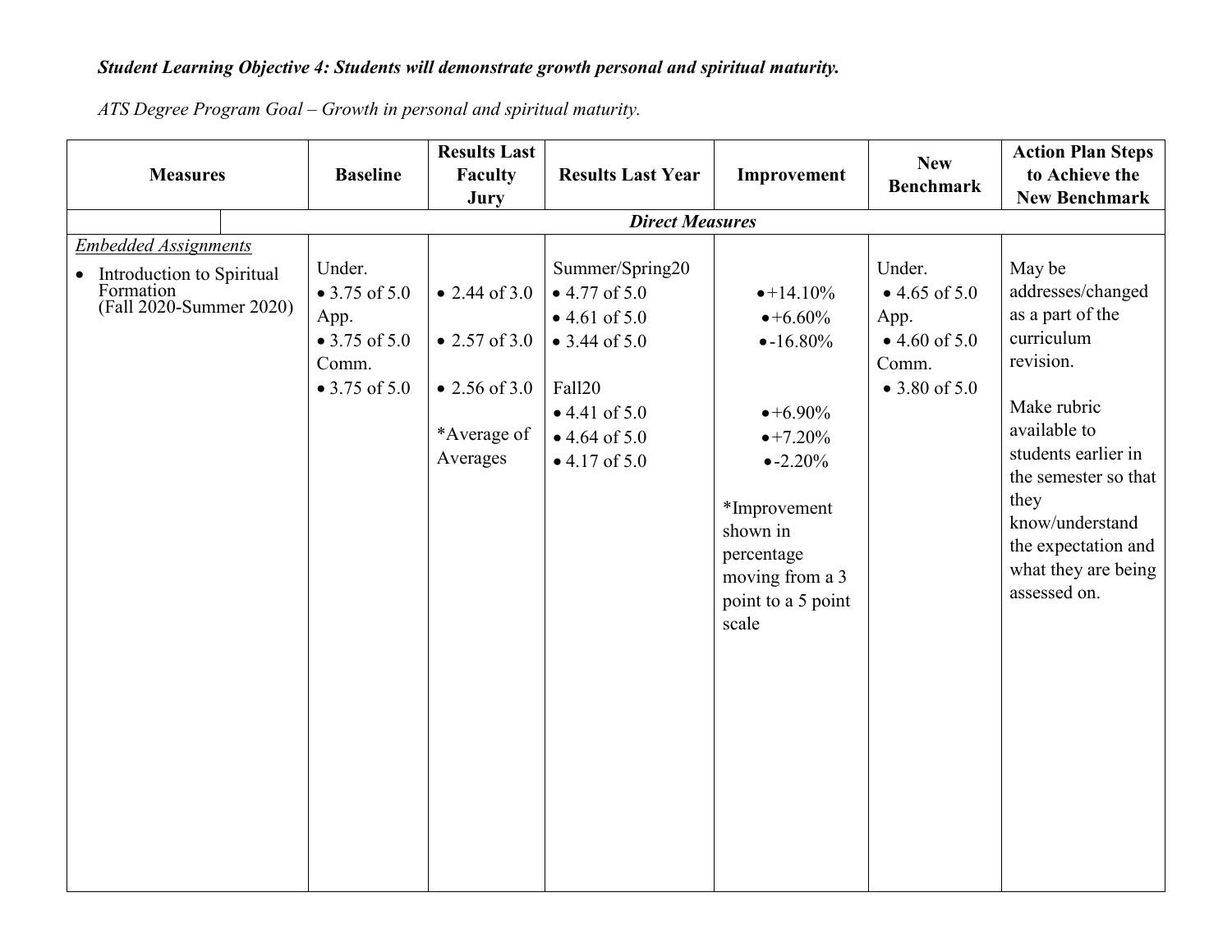***Student Learning Objective 4: Students will demonstrate growth personal and spiritual maturity.***

*ATS Degree Program Goal – Growth in personal and spiritual maturity.*

| Measures | Baseline | Results Last Faculty Jury | Results Last Year | Improvement | New Benchmark | Action Plan Steps to Achieve the New Benchmark |
|---|---|---|---|---|---|---|
| ***Direct Measures*** | | | | | | |
| <u>*Embedded Assignments*</u><br>• Introduction to Spiritual Formation (Fall 2020-Summer 2020) | Under.<br>• 3.75 of 5.0<br>App.<br>• 3.75 of 5.0<br>Comm.<br>• 3.75 of 5.0 | • 2.44 of 3.0<br>• 2.57 of 3.0<br>• 2.56 of 3.0<br>*Average of Averages | Summer/Spring20<br>• 4.77 of 5.0<br>• 4.61 of 5.0<br>• 3.44 of 5.0<br>Fall20<br>• 4.41 of 5.0<br>• 4.64 of 5.0<br>• 4.17 of 5.0 | • +14.10%<br>• +6.60%<br>• -16.80%<br>• +6.90%<br>• +7.20%<br>• -2.20%<br>*Improvement shown in percentage moving from a 3 point to a 5 point scale | Under.<br>• 4.65 of 5.0<br>App.<br>• 4.60 of 5.0<br>Comm.<br>• 3.80 of 5.0 | May be addresses/changed as a part of the curriculum revision.<br>Make rubric available to students earlier in the semester so that they know/understand the expectation and what they are being assessed on. |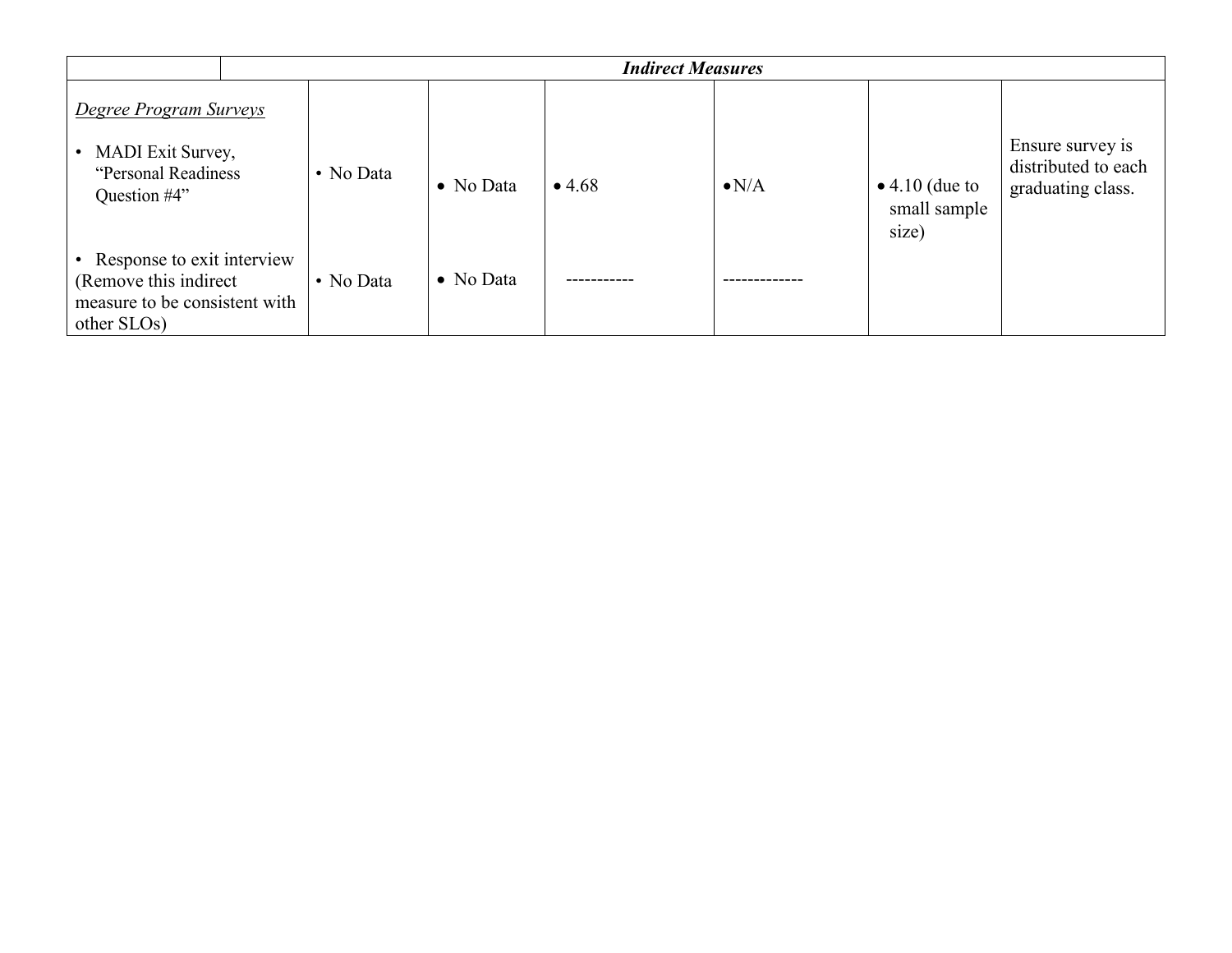| | | | | | | |
|---|---|---|---|---|---|---|
| | ***Indirect Measures*** | | | | | |
| <u>*Degree Program Surveys*</u><br><br>• MADI Exit Survey, "Personal Readiness Question #4" | • No Data | • No Data | • 4.68 | • N/A | • 4.10 (due to small sample size) | Ensure survey is distributed to each graduating class. |
| • Response to exit interview (Remove this indirect measure to be consistent with other SLOs) | • No Data | • No Data | ----------- | ------------- | | |